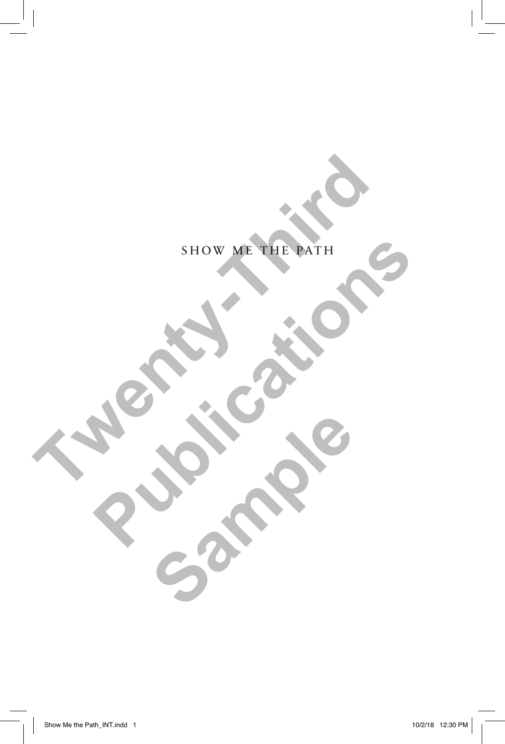# SHOW ME THE PATH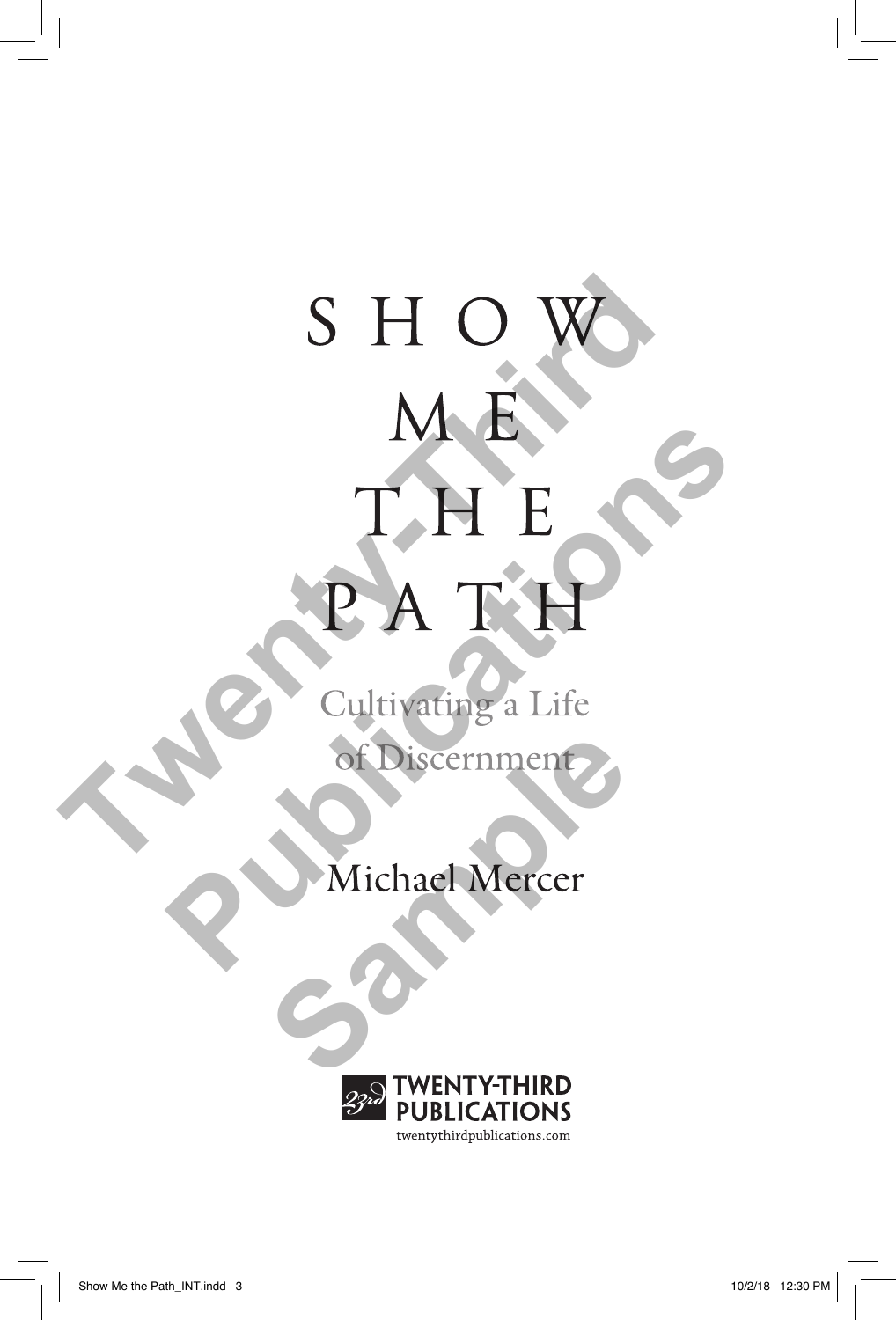# SHOW ME THE PATH

## Cultivating a Life of Discernment

Michael Mercer

TWENTY-THIRD PUBLICATIONS

twentythirdpublications.com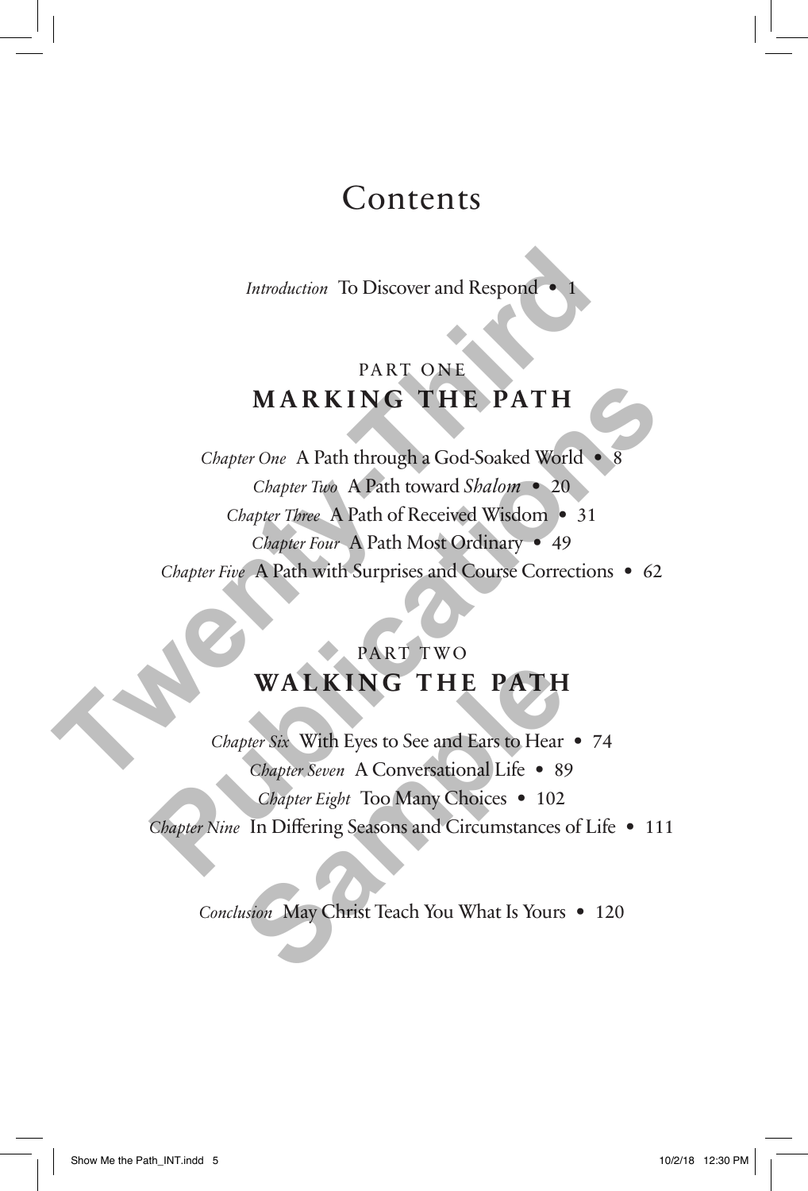# Contents

*Introduction* To Discover and Respond • 1

## PART ONE
## MARKING THE PATH

*Chapter One* A Path through a God-Soaked World • 8

*Chapter Two* A Path toward *Shalom* • 20

*Chapter Three* A Path of Received Wisdom • 31

*Chapter Four* A Path Most Ordinary • 49

*Chapter Five* A Path with Surprises and Course Corrections • 62

## PART TWO
## WALKING THE PATH

*Chapter Six* With Eyes to See and Ears to Hear • 74

*Chapter Seven* A Conversational Life • 89

*Chapter Eight* Too Many Choices • 102

*Chapter Nine* In Differing Seasons and Circumstances of Life • 111

*Conclusion* May Christ Teach You What Is Yours • 120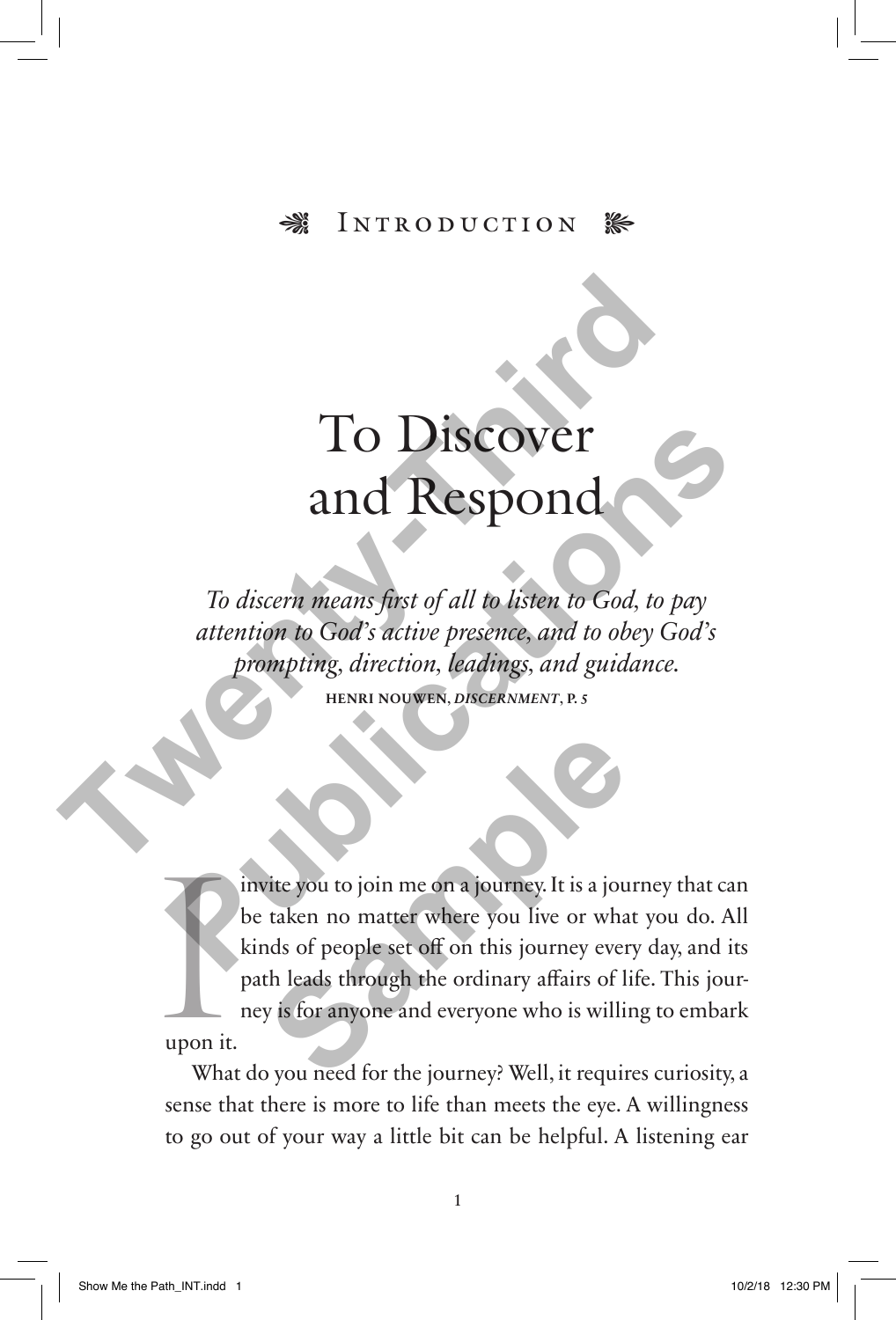## Introduction

# To Discover and Respond

*To discern means first of all to listen to God, to pay attention to God's active presence, and to obey God's prompting, direction, leadings, and guidance.*

**HENRI NOUWEN, *DISCERNMENT*, P. 5**

I invite you to join me on a journey. It is a journey that can be taken no matter where you live or what you do. All kinds of people set off on this journey every day, and its path leads through the ordinary affairs of life. This journey is for anyone and everyone who is willing to embark upon it.

What do you need for the journey? Well, it requires curiosity, a sense that there is more to life than meets the eye. A willingness to go out of your way a little bit can be helpful. A listening ear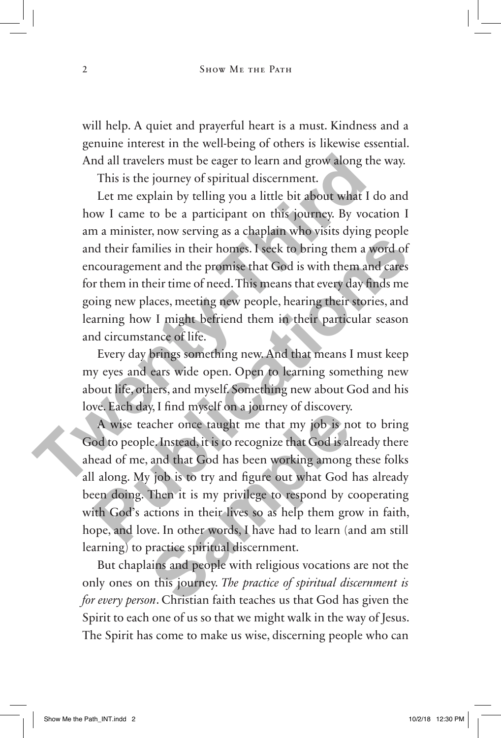will help. A quiet and prayerful heart is a must. Kindness and a genuine interest in the well-being of others is likewise essential. And all travelers must be eager to learn and grow along the way.

This is the journey of spiritual discernment.

Let me explain by telling you a little bit about what I do and how I came to be a participant on this journey. By vocation I am a minister, now serving as a chaplain who visits dying people and their families in their homes. I seek to bring them a word of encouragement and the promise that God is with them and cares for them in their time of need. This means that every day finds me going new places, meeting new people, hearing their stories, and learning how I might befriend them in their particular season and circumstance of life.

Every day brings something new. And that means I must keep my eyes and ears wide open. Open to learning something new about life, others, and myself. Something new about God and his love. Each day, I find myself on a journey of discovery.

A wise teacher once taught me that my job is not to bring God to people. Instead, it is to recognize that God is already there ahead of me, and that God has been working among these folks all along. My job is to try and figure out what God has already been doing. Then it is my privilege to respond by cooperating with God's actions in their lives so as help them grow in faith, hope, and love. In other words, I have had to learn (and am still learning) to practice spiritual discernment.

But chaplains and people with religious vocations are not the only ones on this journey. *The practice of spiritual discernment is for every person*. Christian faith teaches us that God has given the Spirit to each one of us so that we might walk in the way of Jesus. The Spirit has come to make us wise, discerning people who can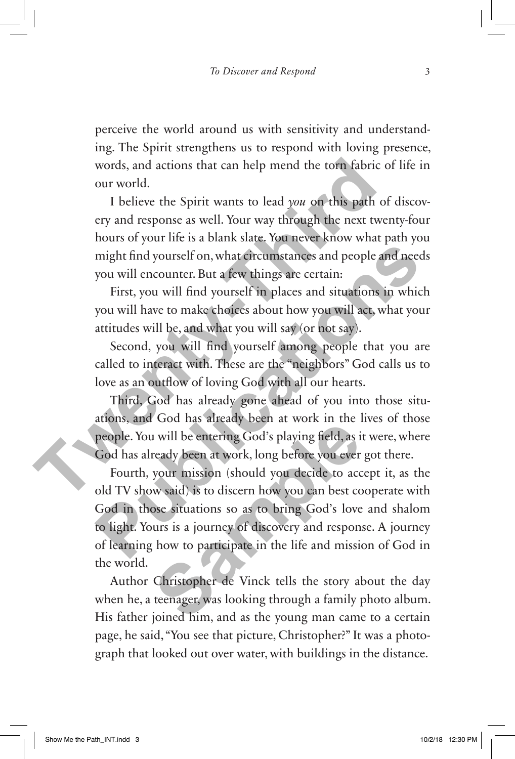perceive the world around us with sensitivity and understanding. The Spirit strengthens us to respond with loving presence, words, and actions that can help mend the torn fabric of life in our world.

I believe the Spirit wants to lead *you* on this path of discovery and response as well. Your way through the next twenty-four hours of your life is a blank slate. You never know what path you might find yourself on, what circumstances and people and needs you will encounter. But a few things are certain:

First, you will find yourself in places and situations in which you will have to make choices about how you will act, what your attitudes will be, and what you will say (or not say).

Second, you will find yourself among people that you are called to interact with. These are the "neighbors" God calls us to love as an outflow of loving God with all our hearts.

Third, God has already gone ahead of you into those situations, and God has already been at work in the lives of those people. You will be entering God's playing field, as it were, where God has already been at work, long before you ever got there.

Fourth, your mission (should you decide to accept it, as the old TV show said) is to discern how you can best cooperate with God in those situations so as to bring God's love and shalom to light. Yours is a journey of discovery and response. A journey of learning how to participate in the life and mission of God in the world.

Author Christopher de Vinck tells the story about the day when he, a teenager, was looking through a family photo album. His father joined him, and as the young man came to a certain page, he said, "You see that picture, Christopher?" It was a photograph that looked out over water, with buildings in the distance.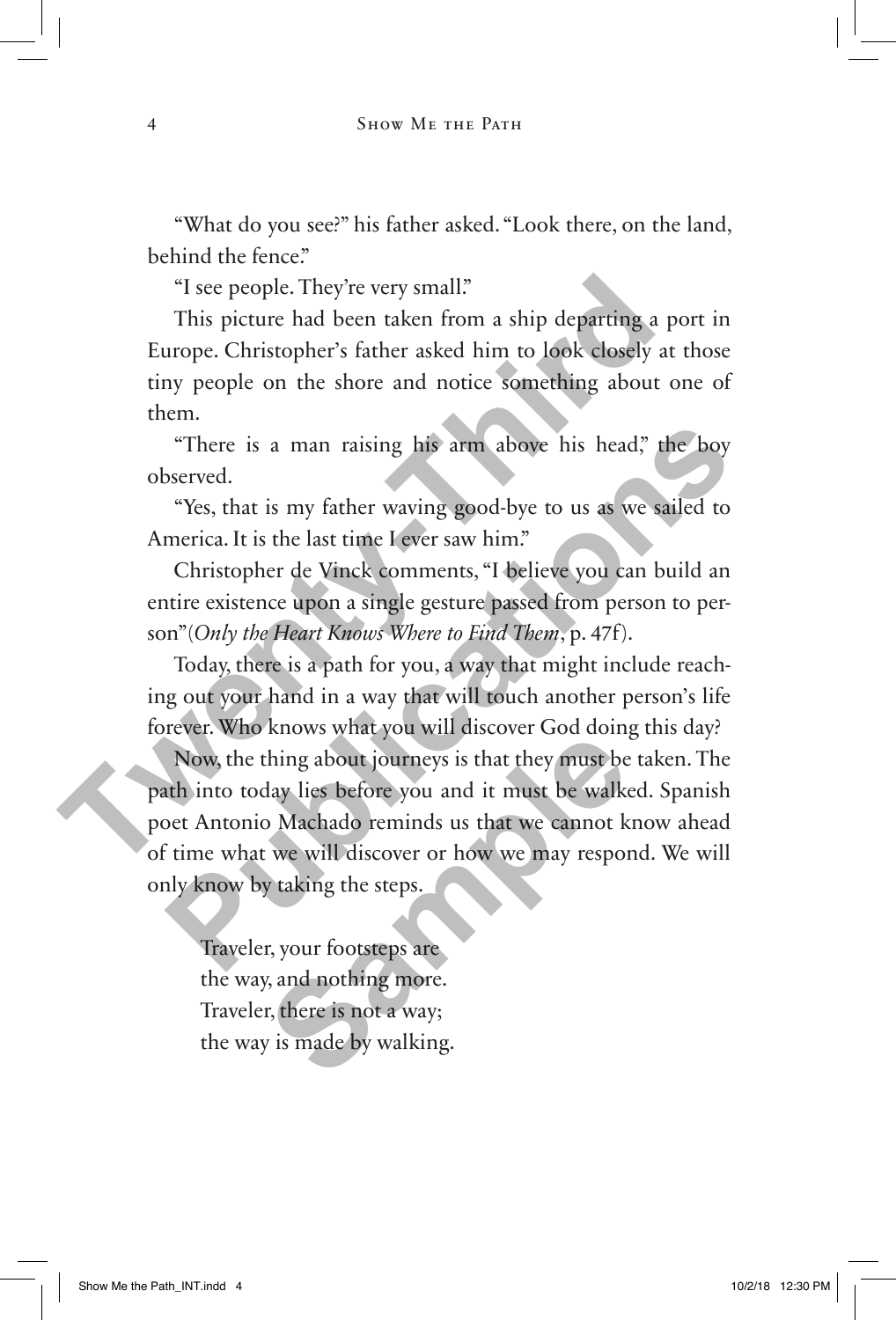"What do you see?" his father asked. "Look there, on the land, behind the fence."

"I see people. They're very small."

This picture had been taken from a ship departing a port in Europe. Christopher's father asked him to look closely at those tiny people on the shore and notice something about one of them.

"There is a man raising his arm above his head," the boy observed.

"Yes, that is my father waving good-bye to us as we sailed to America. It is the last time I ever saw him."

Christopher de Vinck comments, "I believe you can build an entire existence upon a single gesture passed from person to person"(*Only the Heart Knows Where to Find Them*, p. 47f).

Today, there is a path for you, a way that might include reaching out your hand in a way that will touch another person's life forever. Who knows what you will discover God doing this day?

Now, the thing about journeys is that they must be taken. The path into today lies before you and it must be walked. Spanish poet Antonio Machado reminds us that we cannot know ahead of time what we will discover or how we may respond. We will only know by taking the steps.

> Traveler, your footsteps are
> the way, and nothing more.
> Traveler, there is not a way;
> the way is made by walking.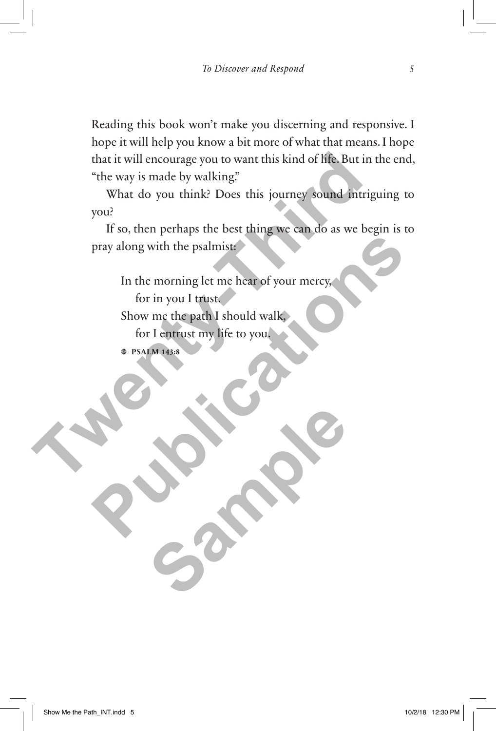Reading this book won't make you discerning and responsive. I hope it will help you know a bit more of what that means. I hope that it will encourage you to want this kind of life. But in the end, "the way is made by walking."

What do you think? Does this journey sound intriguing to you?

If so, then perhaps the best thing we can do as we begin is to pray along with the psalmist:

> In the morning let me hear of your mercy,
> for in you I trust.
> Show me the path I should walk,
> for I entrust my life to you.
>
> ❆ **PSALM 143:8**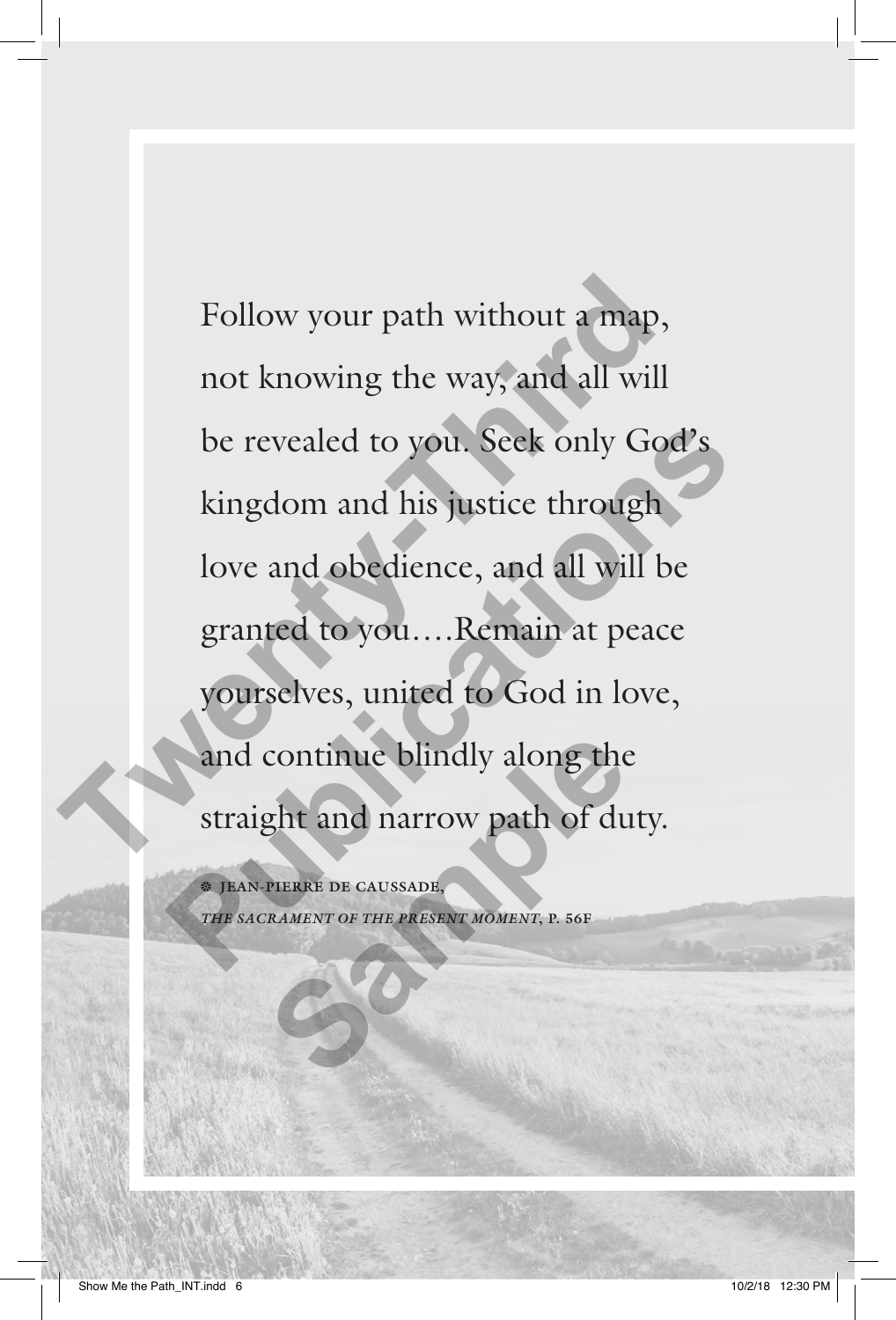Follow your path without a map, not knowing the way, and all will be revealed to you. Seek only God's kingdom and his justice through love and obedience, and all will be granted to you....Remain at peace yourselves, united to God in love, and continue blindly along the straight and narrow path of duty.

❆ JEAN-PIERRE DE CAUSSADE,
*THE SACRAMENT OF THE PRESENT MOMENT*, P. 56F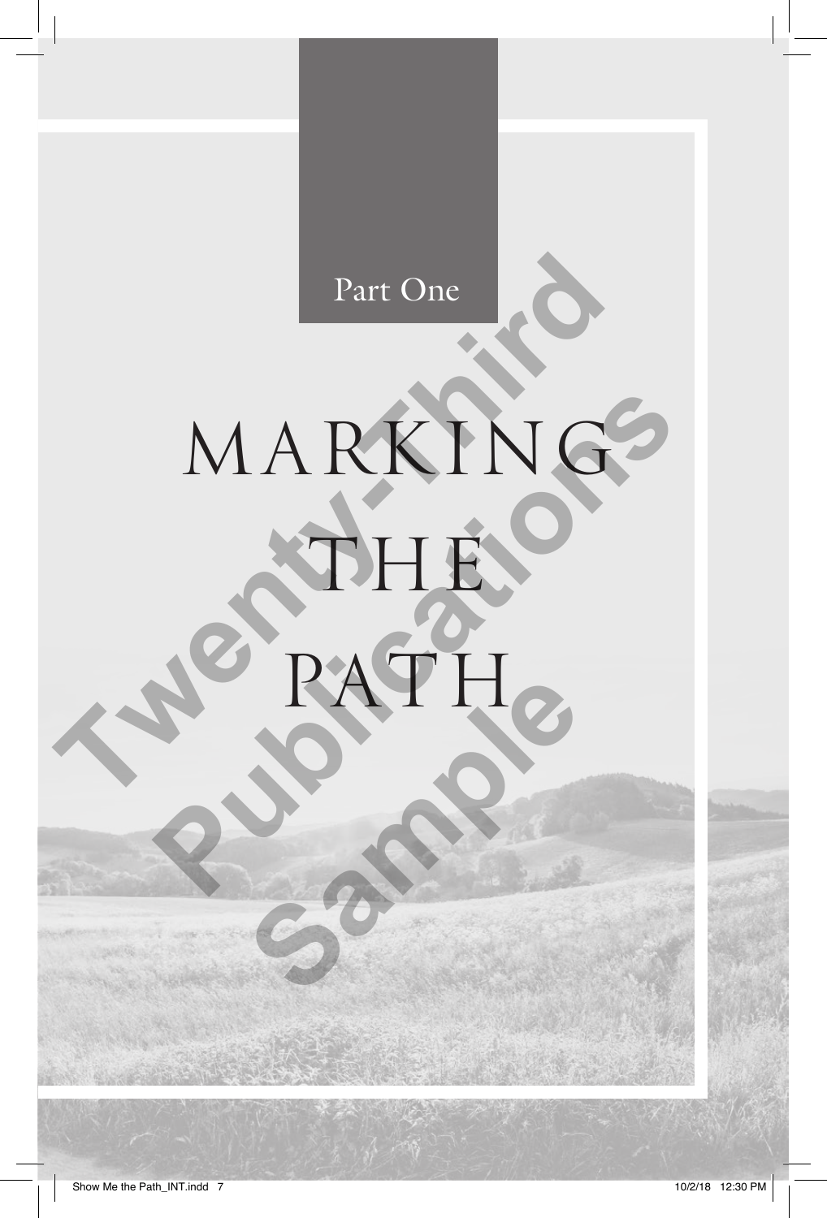Part One

# MARKING THE PATH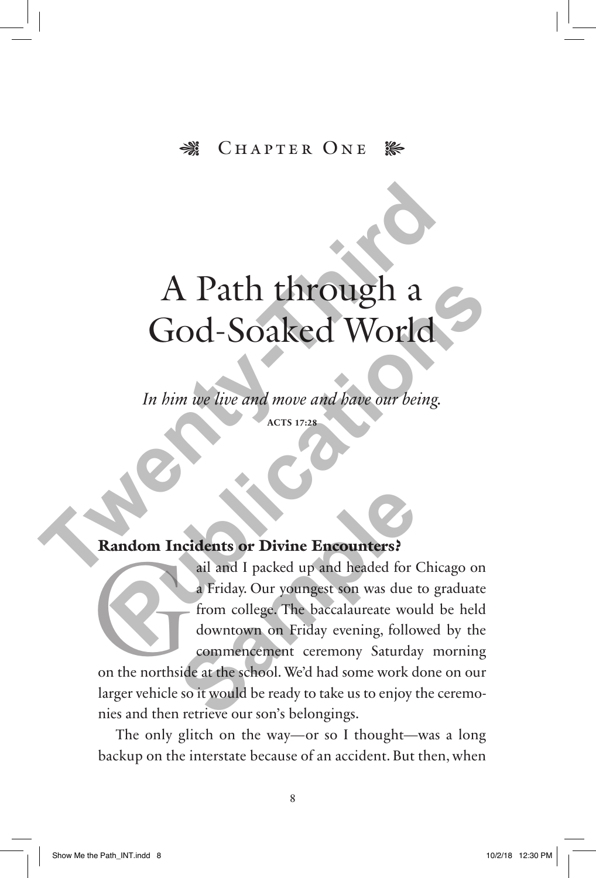Chapter One

# A Path through a God-Soaked World

*In him we live and move and have our being.*

**ACTS 17:28**

## Random Incidents or Divine Encounters?

Gail and I packed up and headed for Chicago on a Friday. Our youngest son was due to graduate from college. The baccalaureate would be held downtown on Friday evening, followed by the commencement ceremony Saturday morning on the northside at the school. We'd had some work done on our larger vehicle so it would be ready to take us to enjoy the ceremonies and then retrieve our son's belongings.

The only glitch on the way—or so I thought—was a long backup on the interstate because of an accident. But then, when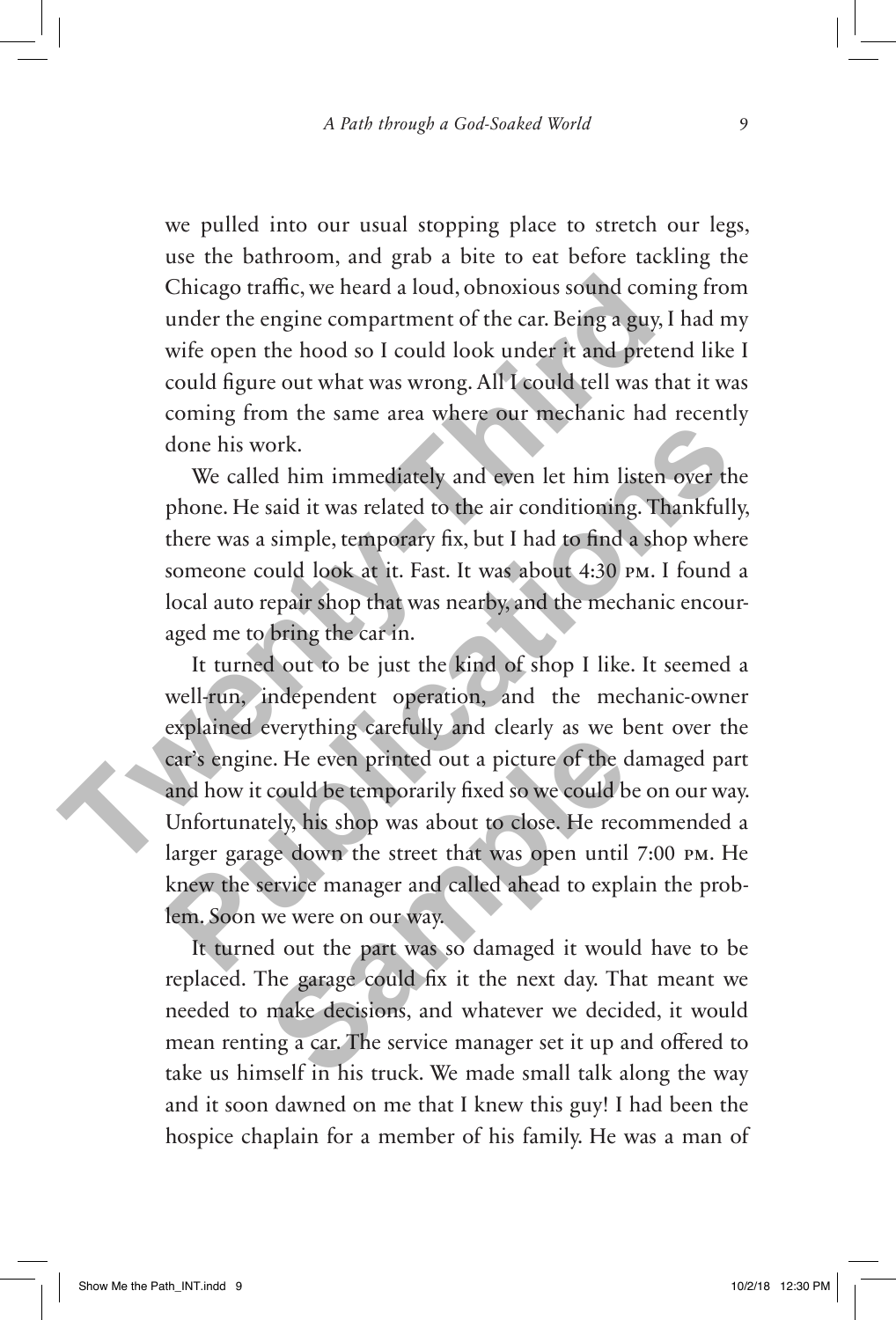we pulled into our usual stopping place to stretch our legs, use the bathroom, and grab a bite to eat before tackling the Chicago traffic, we heard a loud, obnoxious sound coming from under the engine compartment of the car. Being a guy, I had my wife open the hood so I could look under it and pretend like I could figure out what was wrong. All I could tell was that it was coming from the same area where our mechanic had recently done his work.

We called him immediately and even let him listen over the phone. He said it was related to the air conditioning. Thankfully, there was a simple, temporary fix, but I had to find a shop where someone could look at it. Fast. It was about 4:30 PM. I found a local auto repair shop that was nearby, and the mechanic encouraged me to bring the car in.

It turned out to be just the kind of shop I like. It seemed a well-run, independent operation, and the mechanic-owner explained everything carefully and clearly as we bent over the car's engine. He even printed out a picture of the damaged part and how it could be temporarily fixed so we could be on our way. Unfortunately, his shop was about to close. He recommended a larger garage down the street that was open until 7:00 PM. He knew the service manager and called ahead to explain the problem. Soon we were on our way.

It turned out the part was so damaged it would have to be replaced. The garage could fix it the next day. That meant we needed to make decisions, and whatever we decided, it would mean renting a car. The service manager set it up and offered to take us himself in his truck. We made small talk along the way and it soon dawned on me that I knew this guy! I had been the hospice chaplain for a member of his family. He was a man of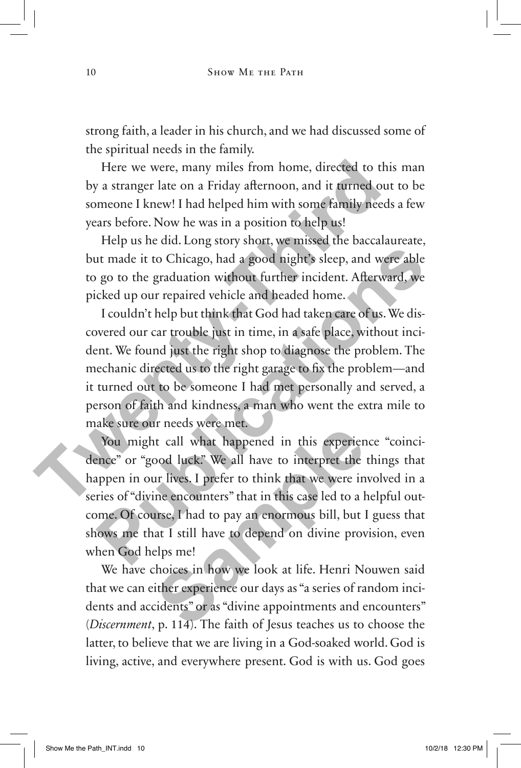strong faith, a leader in his church, and we had discussed some of the spiritual needs in the family.

Here we were, many miles from home, directed to this man by a stranger late on a Friday afternoon, and it turned out to be someone I knew! I had helped him with some family needs a few years before. Now he was in a position to help us!

Help us he did. Long story short, we missed the baccalaureate, but made it to Chicago, had a good night's sleep, and were able to go to the graduation without further incident. Afterward, we picked up our repaired vehicle and headed home.

I couldn't help but think that God had taken care of us. We discovered our car trouble just in time, in a safe place, without incident. We found just the right shop to diagnose the problem. The mechanic directed us to the right garage to fix the problem—and it turned out to be someone I had met personally and served, a person of faith and kindness, a man who went the extra mile to make sure our needs were met.

You might call what happened in this experience "coincidence" or "good luck." We all have to interpret the things that happen in our lives. I prefer to think that we were involved in a series of "divine encounters" that in this case led to a helpful outcome. Of course, I had to pay an enormous bill, but I guess that shows me that I still have to depend on divine provision, even when God helps me!

We have choices in how we look at life. Henri Nouwen said that we can either experience our days as "a series of random incidents and accidents" or as "divine appointments and encounters" (*Discernment*, p. 114). The faith of Jesus teaches us to choose the latter, to believe that we are living in a God-soaked world. God is living, active, and everywhere present. God is with us. God goes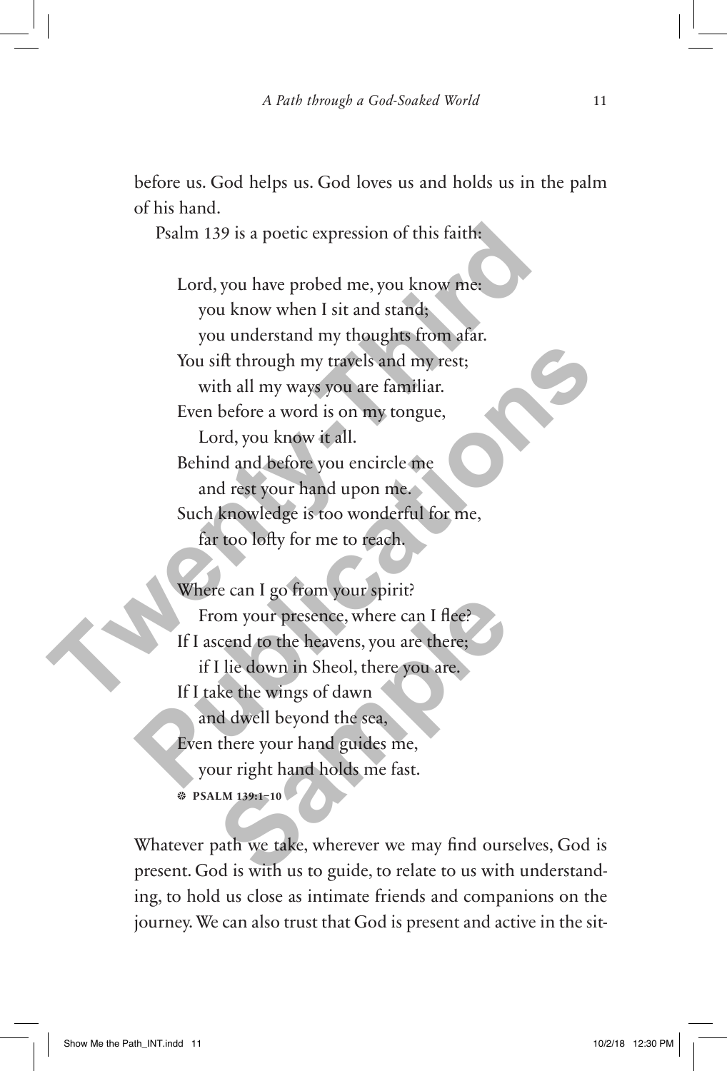before us. God helps us. God loves us and holds us in the palm of his hand.

Psalm 139 is a poetic expression of this faith:

> Lord, you have probed me, you know me:  
> you know when I sit and stand;  
> you understand my thoughts from afar.  
> You sift through my travels and my rest;  
> with all my ways you are familiar.  
> Even before a word is on my tongue,  
> Lord, you know it all.  
> Behind and before you encircle me  
> and rest your hand upon me.  
> Such knowledge is too wonderful for me,  
> far too lofty for me to reach.
>
> Where can I go from your spirit?  
> From your presence, where can I flee?  
> If I ascend to the heavens, you are there;  
> if I lie down in Sheol, there you are.  
> If I take the wings of dawn  
> and dwell beyond the sea,  
> Even there your hand guides me,  
> your right hand holds me fast.
>
> ❆ **PSALM 139:1–10**

Whatever path we take, wherever we may find ourselves, God is present. God is with us to guide, to relate to us with understanding, to hold us close as intimate friends and companions on the journey. We can also trust that God is present and active in the sit-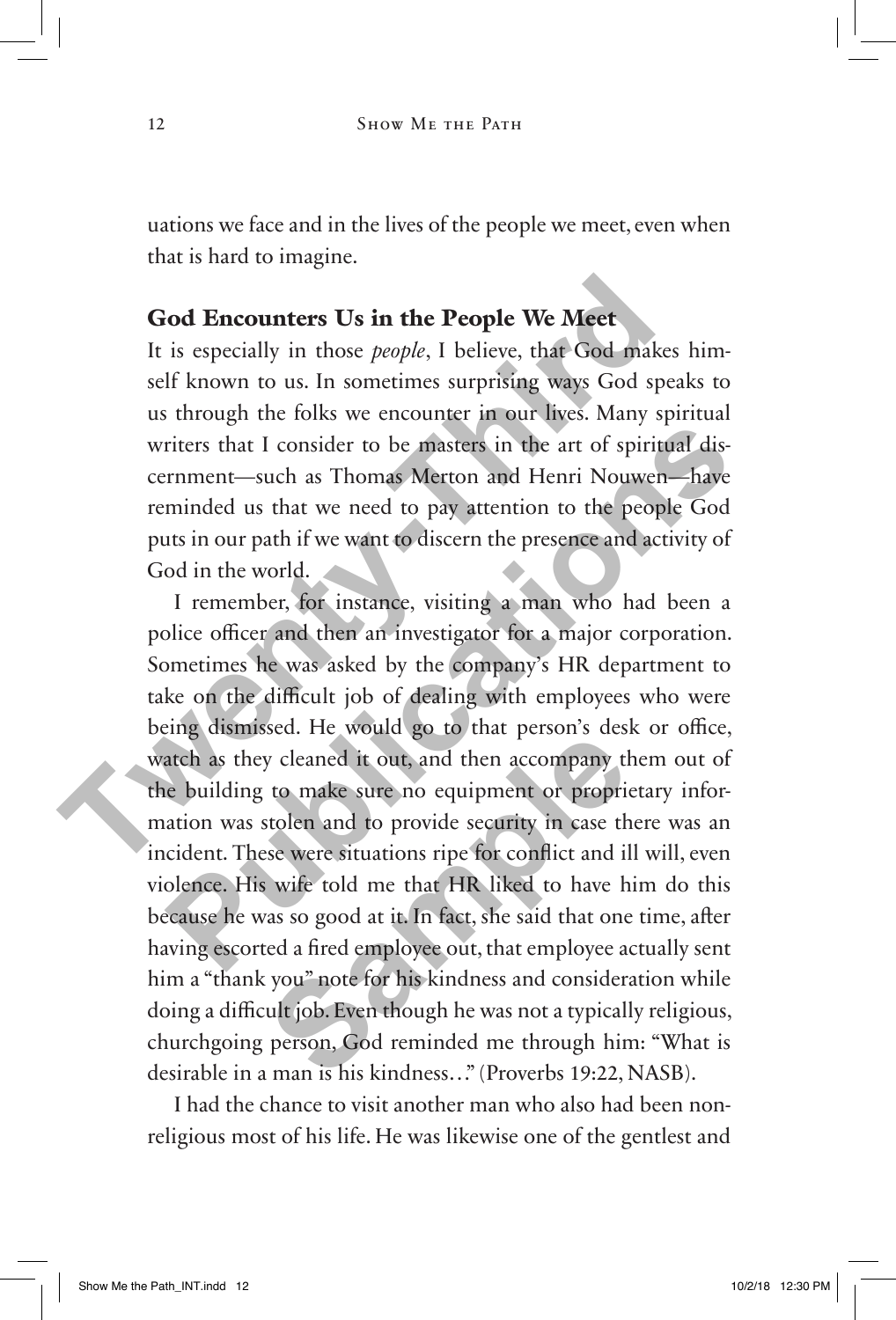uations we face and in the lives of the people we meet, even when that is hard to imagine.

### God Encounters Us in the People We Meet

It is especially in those *people*, I believe, that God makes himself known to us. In sometimes surprising ways God speaks to us through the folks we encounter in our lives. Many spiritual writers that I consider to be masters in the art of spiritual discernment—such as Thomas Merton and Henri Nouwen—have reminded us that we need to pay attention to the people God puts in our path if we want to discern the presence and activity of God in the world.

I remember, for instance, visiting a man who had been a police officer and then an investigator for a major corporation. Sometimes he was asked by the company's HR department to take on the difficult job of dealing with employees who were being dismissed. He would go to that person's desk or office, watch as they cleaned it out, and then accompany them out of the building to make sure no equipment or proprietary information was stolen and to provide security in case there was an incident. These were situations ripe for conflict and ill will, even violence. His wife told me that HR liked to have him do this because he was so good at it. In fact, she said that one time, after having escorted a fired employee out, that employee actually sent him a "thank you" note for his kindness and consideration while doing a difficult job. Even though he was not a typically religious, churchgoing person, God reminded me through him: "What is desirable in a man is his kindness…" (Proverbs 19:22, NASB).

I had the chance to visit another man who also had been nonreligious most of his life. He was likewise one of the gentlest and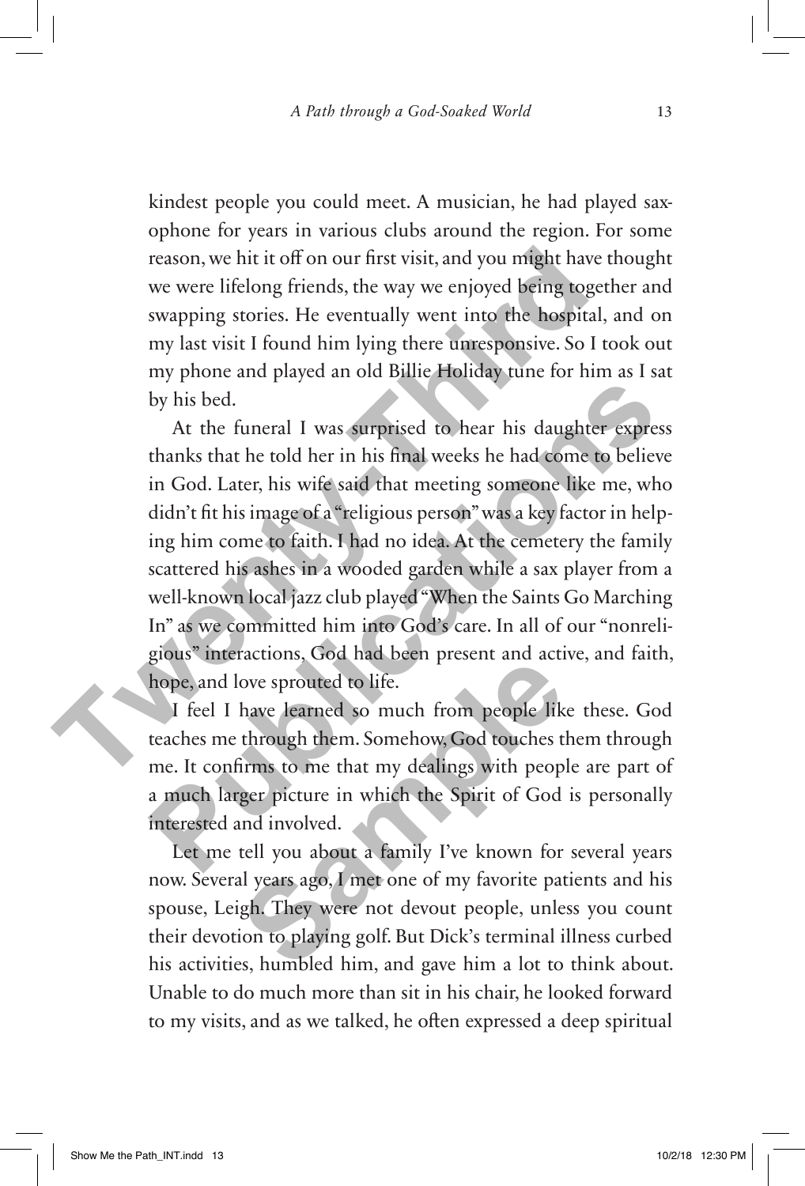kindest people you could meet. A musician, he had played saxophone for years in various clubs around the region. For some reason, we hit it off on our first visit, and you might have thought we were lifelong friends, the way we enjoyed being together and swapping stories. He eventually went into the hospital, and on my last visit I found him lying there unresponsive. So I took out my phone and played an old Billie Holiday tune for him as I sat by his bed.

At the funeral I was surprised to hear his daughter express thanks that he told her in his final weeks he had come to believe in God. Later, his wife said that meeting someone like me, who didn't fit his image of a "religious person" was a key factor in helping him come to faith. I had no idea. At the cemetery the family scattered his ashes in a wooded garden while a sax player from a well-known local jazz club played "When the Saints Go Marching In" as we committed him into God's care. In all of our "nonreligious" interactions, God had been present and active, and faith, hope, and love sprouted to life.

I feel I have learned so much from people like these. God teaches me through them. Somehow, God touches them through me. It confirms to me that my dealings with people are part of a much larger picture in which the Spirit of God is personally interested and involved.

Let me tell you about a family I've known for several years now. Several years ago, I met one of my favorite patients and his spouse, Leigh. They were not devout people, unless you count their devotion to playing golf. But Dick's terminal illness curbed his activities, humbled him, and gave him a lot to think about. Unable to do much more than sit in his chair, he looked forward to my visits, and as we talked, he often expressed a deep spiritual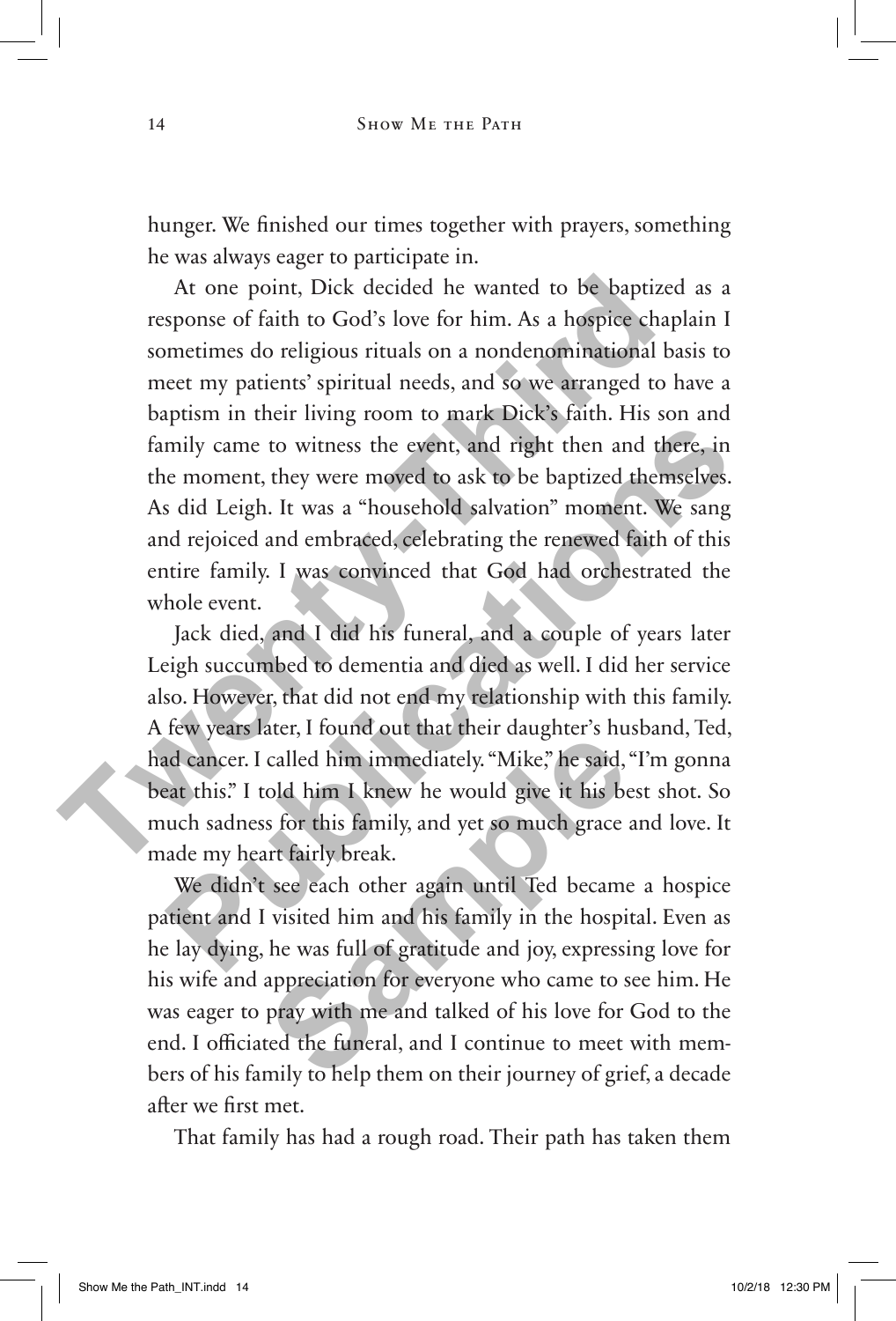hunger. We finished our times together with prayers, something he was always eager to participate in.

At one point, Dick decided he wanted to be baptized as a response of faith to God's love for him. As a hospice chaplain I sometimes do religious rituals on a nondenominational basis to meet my patients' spiritual needs, and so we arranged to have a baptism in their living room to mark Dick's faith. His son and family came to witness the event, and right then and there, in the moment, they were moved to ask to be baptized themselves. As did Leigh. It was a "household salvation" moment. We sang and rejoiced and embraced, celebrating the renewed faith of this entire family. I was convinced that God had orchestrated the whole event.

Jack died, and I did his funeral, and a couple of years later Leigh succumbed to dementia and died as well. I did her service also. However, that did not end my relationship with this family. A few years later, I found out that their daughter's husband, Ted, had cancer. I called him immediately. "Mike," he said, "I'm gonna beat this." I told him I knew he would give it his best shot. So much sadness for this family, and yet so much grace and love. It made my heart fairly break.

We didn't see each other again until Ted became a hospice patient and I visited him and his family in the hospital. Even as he lay dying, he was full of gratitude and joy, expressing love for his wife and appreciation for everyone who came to see him. He was eager to pray with me and talked of his love for God to the end. I officiated the funeral, and I continue to meet with members of his family to help them on their journey of grief, a decade after we first met.

That family has had a rough road. Their path has taken them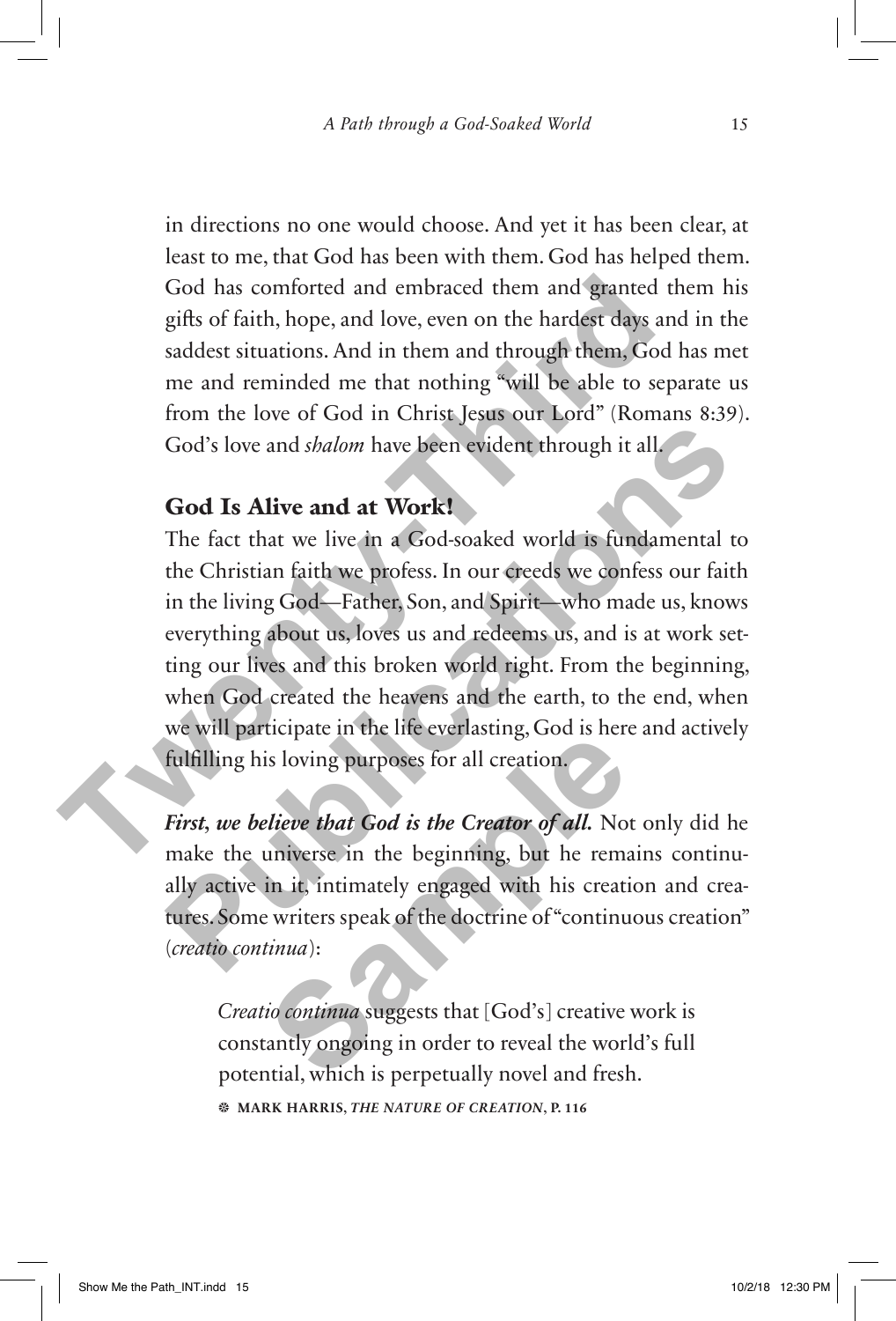in directions no one would choose. And yet it has been clear, at least to me, that God has been with them. God has helped them. God has comforted and embraced them and granted them his gifts of faith, hope, and love, even on the hardest days and in the saddest situations. And in them and through them, God has met me and reminded me that nothing "will be able to separate us from the love of God in Christ Jesus our Lord" (Romans 8:39). God's love and *shalom* have been evident through it all.

## God Is Alive and at Work!

The fact that we live in a God-soaked world is fundamental to the Christian faith we profess. In our creeds we confess our faith in the living God—Father, Son, and Spirit—who made us, knows everything about us, loves us and redeems us, and is at work setting our lives and this broken world right. From the beginning, when God created the heavens and the earth, to the end, when we will participate in the life everlasting, God is here and actively fulfilling his loving purposes for all creation.

***First, we believe that God is the Creator of all.*** Not only did he make the universe in the beginning, but he remains continually active in it, intimately engaged with his creation and creatures. Some writers speak of the doctrine of "continuous creation" (*creatio continua*):

> *Creatio continua* suggests that [God's] creative work is constantly ongoing in order to reveal the world's full potential, which is perpetually novel and fresh.
>
> MARK HARRIS, *THE NATURE OF CREATION*, P. 116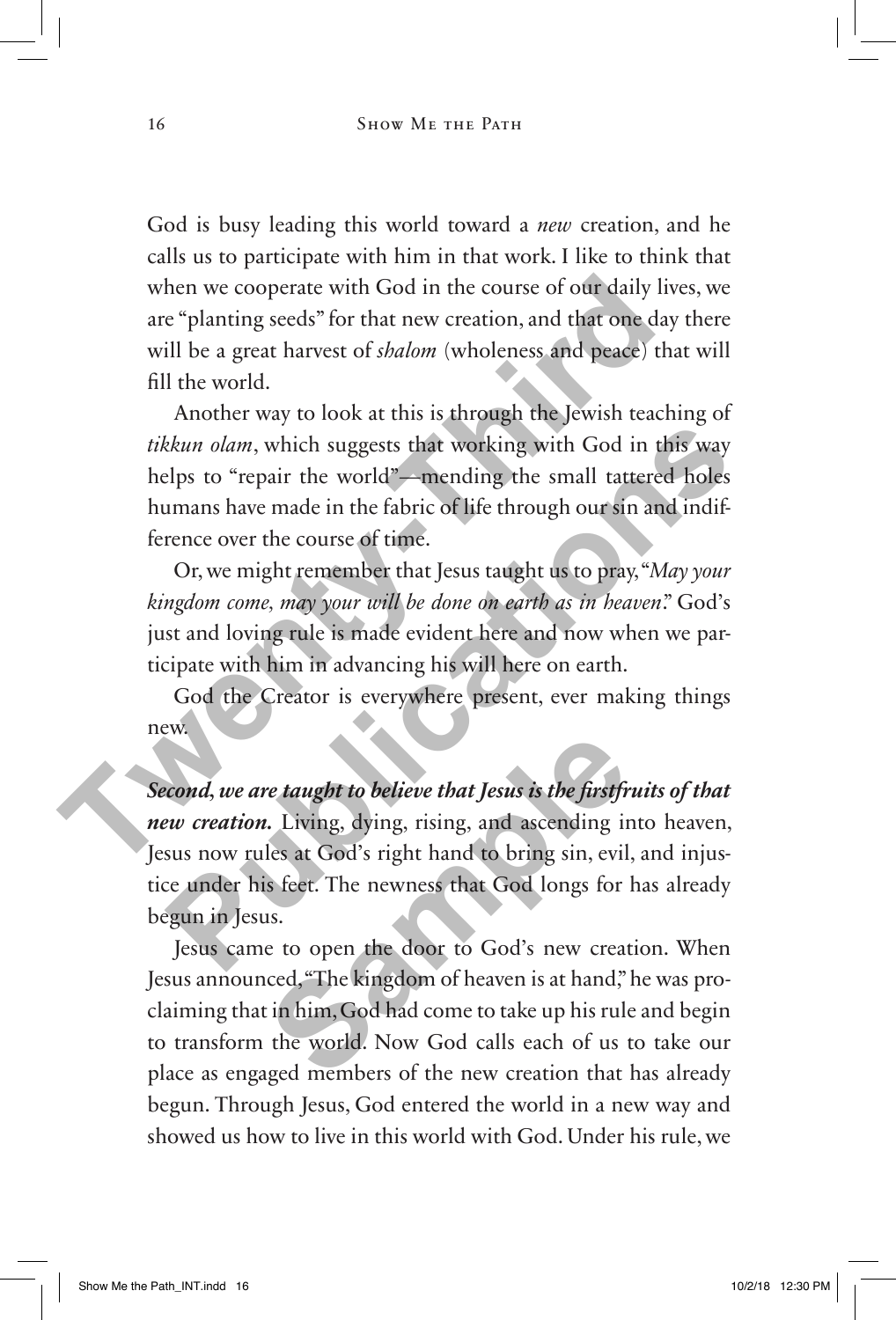God is busy leading this world toward a *new* creation, and he calls us to participate with him in that work. I like to think that when we cooperate with God in the course of our daily lives, we are "planting seeds" for that new creation, and that one day there will be a great harvest of *shalom* (wholeness and peace) that will fill the world.

Another way to look at this is through the Jewish teaching of *tikkun olam*, which suggests that working with God in this way helps to "repair the world"—mending the small tattered holes humans have made in the fabric of life through our sin and indifference over the course of time.

Or, we might remember that Jesus taught us to pray, "*May your kingdom come, may your will be done on earth as in heaven*." God's just and loving rule is made evident here and now when we participate with him in advancing his will here on earth.

God the Creator is everywhere present, ever making things new.

***Second, we are taught to believe that Jesus is the firstfruits of that new creation.*** Living, dying, rising, and ascending into heaven, Jesus now rules at God's right hand to bring sin, evil, and injustice under his feet. The newness that God longs for has already begun in Jesus.

Jesus came to open the door to God's new creation. When Jesus announced, "The kingdom of heaven is at hand," he was proclaiming that in him, God had come to take up his rule and begin to transform the world. Now God calls each of us to take our place as engaged members of the new creation that has already begun. Through Jesus, God entered the world in a new way and showed us how to live in this world with God. Under his rule, we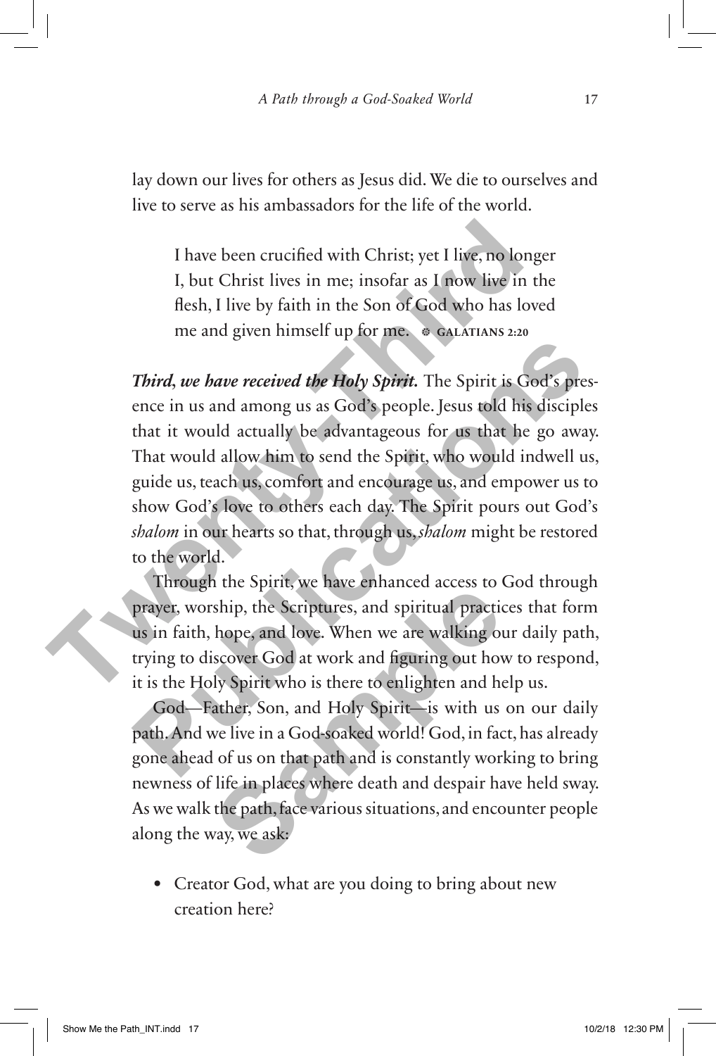lay down our lives for others as Jesus did. We die to ourselves and live to serve as his ambassadors for the life of the world.

> I have been crucified with Christ; yet I live, no longer I, but Christ lives in me; insofar as I now live in the flesh, I live by faith in the Son of God who has loved me and given himself up for me. ❆ GALATIANS 2:20

***Third, we have received the Holy Spirit.*** The Spirit is God's presence in us and among us as God's people. Jesus told his disciples that it would actually be advantageous for us that he go away. That would allow him to send the Spirit, who would indwell us, guide us, teach us, comfort and encourage us, and empower us to show God's love to others each day. The Spirit pours out God's *shalom* in our hearts so that, through us, *shalom* might be restored to the world.

Through the Spirit, we have enhanced access to God through prayer, worship, the Scriptures, and spiritual practices that form us in faith, hope, and love. When we are walking our daily path, trying to discover God at work and figuring out how to respond, it is the Holy Spirit who is there to enlighten and help us.

God—Father, Son, and Holy Spirit—is with us on our daily path. And we live in a God-soaked world! God, in fact, has already gone ahead of us on that path and is constantly working to bring newness of life in places where death and despair have held sway. As we walk the path, face various situations, and encounter people along the way, we ask:

- Creator God, what are you doing to bring about new creation here?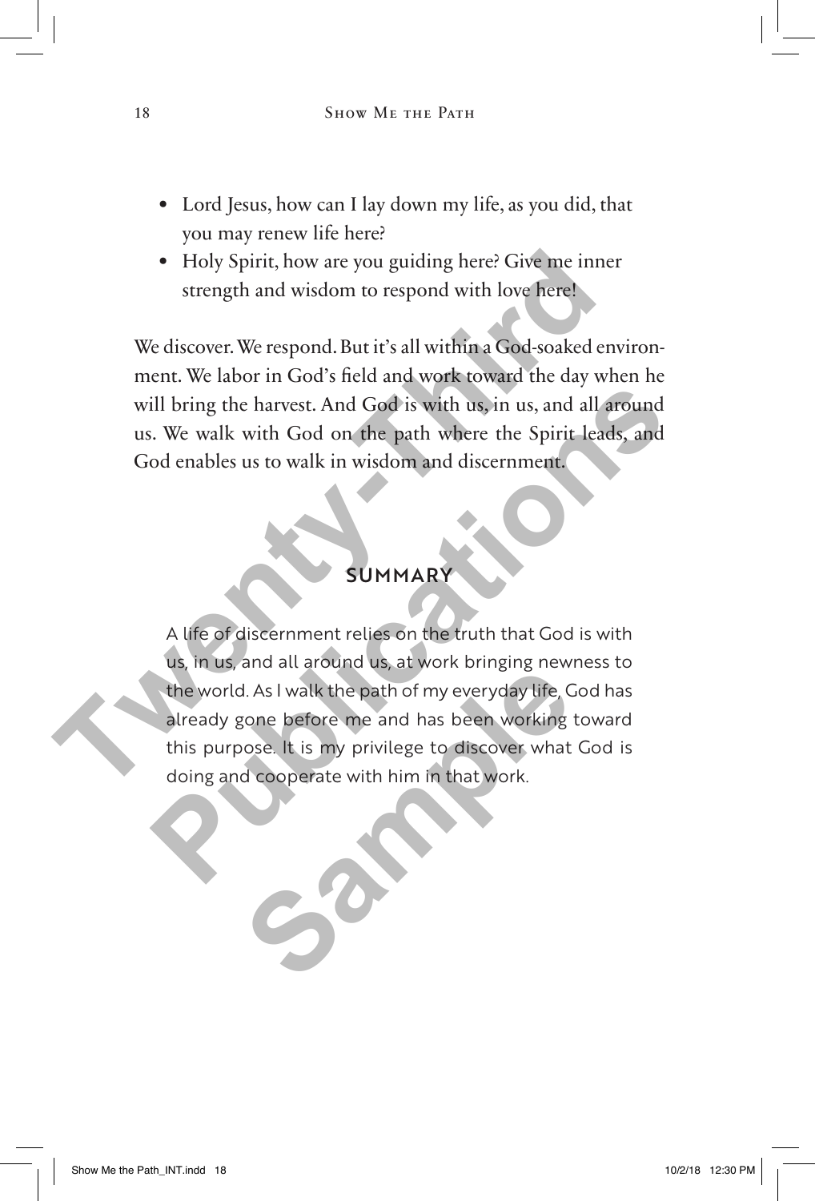- Lord Jesus, how can I lay down my life, as you did, that you may renew life here?
- Holy Spirit, how are you guiding here? Give me inner strength and wisdom to respond with love here!

We discover. We respond. But it's all within a God-soaked environment. We labor in God's field and work toward the day when he will bring the harvest. And God is with us, in us, and all around us. We walk with God on the path where the Spirit leads, and God enables us to walk in wisdom and discernment.

## SUMMARY

A life of discernment relies on the truth that God is with us, in us, and all around us, at work bringing newness to the world. As I walk the path of my everyday life, God has already gone before me and has been working toward this purpose. It is my privilege to discover what God is doing and cooperate with him in that work.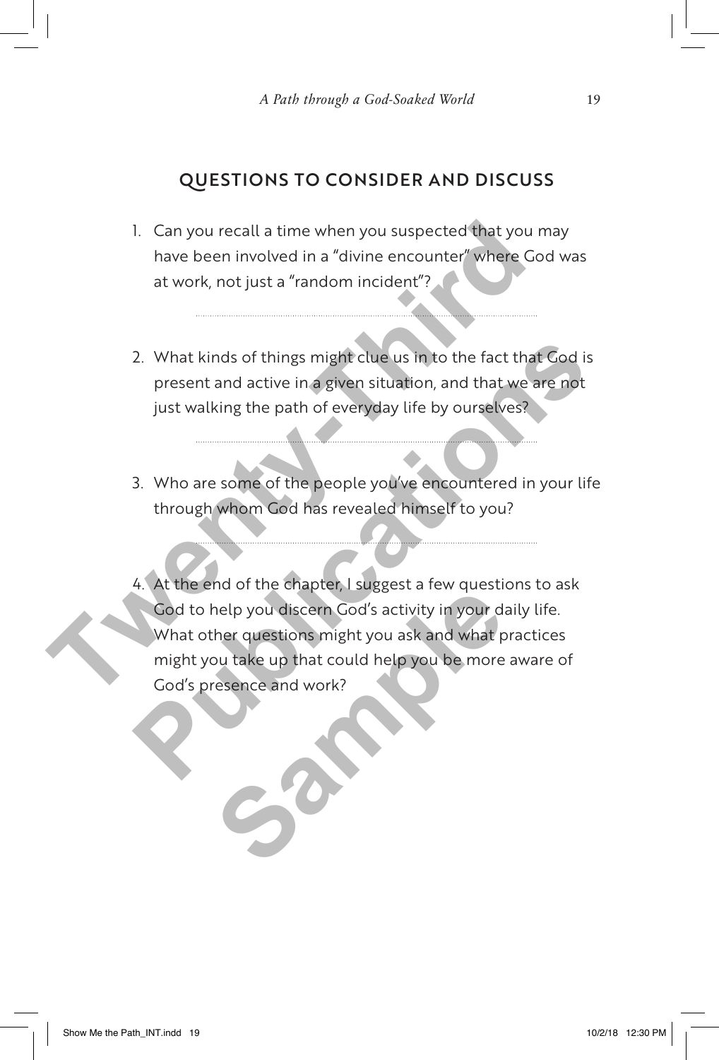## QUESTIONS TO CONSIDER AND DISCUSS

1. Can you recall a time when you suspected that you may have been involved in a "divine encounter" where God was at work, not just a "random incident"?

2. What kinds of things might clue us in to the fact that God is present and active in a given situation, and that we are not just walking the path of everyday life by ourselves?

3. Who are some of the people you've encountered in your life through whom God has revealed himself to you?

4. At the end of the chapter, I suggest a few questions to ask God to help you discern God's activity in your daily life. What other questions might you ask and what practices might you take up that could help you be more aware of God's presence and work?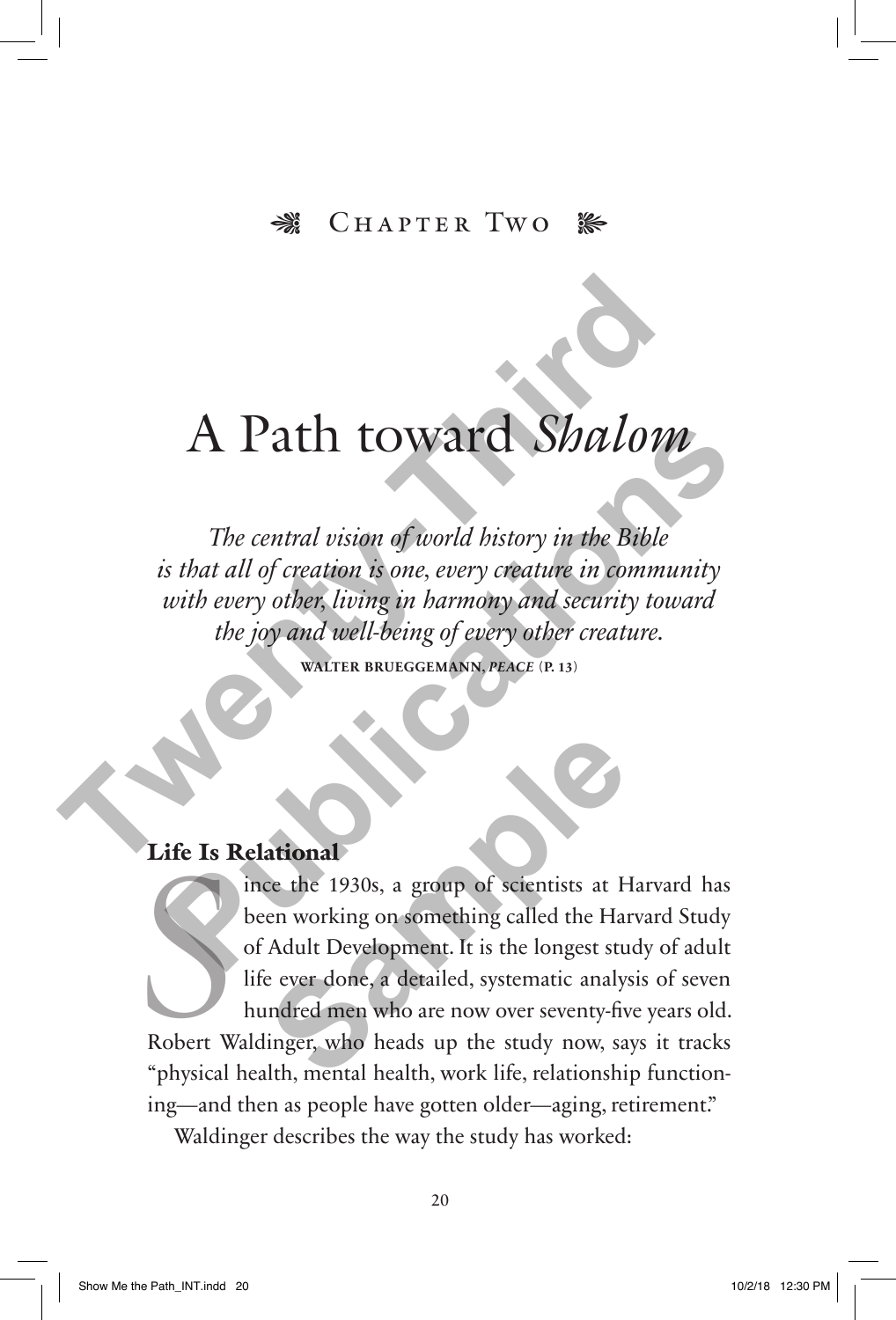Chapter Two

# A Path toward *Shalom*

*The central vision of world history in the Bible is that all of creation is one, every creature in community with every other, living in harmony and security toward the joy and well-being of every other creature.*

WALTER BRUEGGEMANN, *PEACE* (P. 13)

## Life Is Relational

Since the 1930s, a group of scientists at Harvard has been working on something called the Harvard Study of Adult Development. It is the longest study of adult life ever done, a detailed, systematic analysis of seven hundred men who are now over seventy-five years old. Robert Waldinger, who heads up the study now, says it tracks "physical health, mental health, work life, relationship functioning—and then as people have gotten older—aging, retirement."

Waldinger describes the way the study has worked: